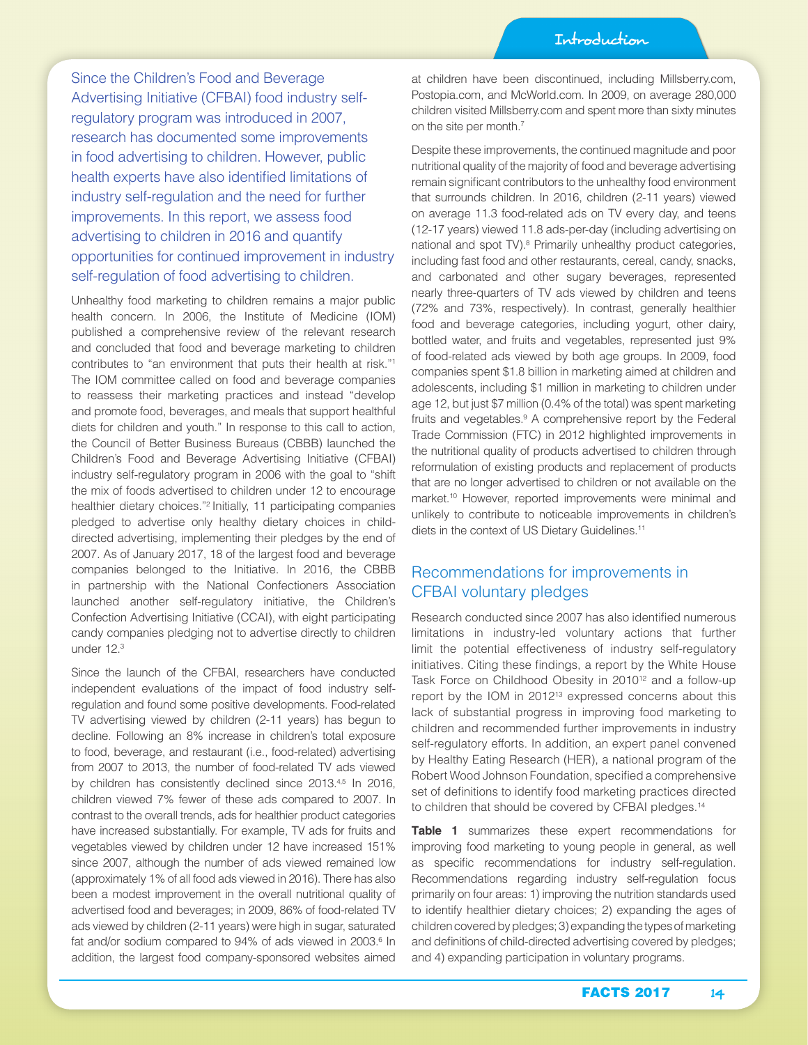## Introduction

Since the Children's Food and Beverage Advertising Initiative (CFBAI) food industry self-regulatory program was introduced in 2007, research has documented some improvements in food advertising to children. However, public health experts have also identified limitations of industry self-regulation and the need for further improvements. In this report, we assess food advertising to children in 2016 and quantify opportunities for continued improvement in industry self-regulation of food advertising to children.

Unhealthy food marketing to children remains a major public health concern. In 2006, the Institute of Medicine (IOM) published a comprehensive review of the relevant research and concluded that food and beverage marketing to children contributes to "an environment that puts their health at risk."[1] The IOM committee called on food and beverage companies to reassess their marketing practices and instead "develop and promote food, beverages, and meals that support healthful diets for children and youth." In response to this call to action, the Council of Better Business Bureaus (CBBB) launched the Children's Food and Beverage Advertising Initiative (CFBAI) industry self-regulatory program in 2006 with the goal to "shift the mix of foods advertised to children under 12 to encourage healthier dietary choices."[2] Initially, 11 participating companies pledged to advertise only healthy dietary choices in child-directed advertising, implementing their pledges by the end of 2007. As of January 2017, 18 of the largest food and beverage companies belonged to the Initiative. In 2016, the CBBB in partnership with the National Confectioners Association launched another self-regulatory initiative, the Children's Confection Advertising Initiative (CCAI), with eight participating candy companies pledging not to advertise directly to children under 12.[3]

Since the launch of the CFBAI, researchers have conducted independent evaluations of the impact of food industry self-regulation and found some positive developments. Food-related TV advertising viewed by children (2-11 years) has begun to decline. Following an 8% increase in children's total exposure to food, beverage, and restaurant (i.e., food-related) advertising from 2007 to 2013, the number of food-related TV ads viewed by children has consistently declined since 2013.[4,5] In 2016, children viewed 7% fewer of these ads compared to 2007. In contrast to the overall trends, ads for healthier product categories have increased substantially. For example, TV ads for fruits and vegetables viewed by children under 12 have increased 151% since 2007, although the number of ads viewed remained low (approximately 1% of all food ads viewed in 2016). There has also been a modest improvement in the overall nutritional quality of advertised food and beverages; in 2009, 86% of food-related TV ads viewed by children (2-11 years) were high in sugar, saturated fat and/or sodium compared to 94% of ads viewed in 2003.[6] In addition, the largest food company-sponsored websites aimed at children have been discontinued, including Millsberry.com, Postopia.com, and McWorld.com. In 2009, on average 280,000 children visited Millsberry.com and spent more than sixty minutes on the site per month.[7]

Despite these improvements, the continued magnitude and poor nutritional quality of the majority of food and beverage advertising remain significant contributors to the unhealthy food environment that surrounds children. In 2016, children (2-11 years) viewed on average 11.3 food-related ads on TV every day, and teens (12-17 years) viewed 11.8 ads-per-day (including advertising on national and spot TV).[8] Primarily unhealthy product categories, including fast food and other restaurants, cereal, candy, snacks, and carbonated and other sugary beverages, represented nearly three-quarters of TV ads viewed by children and teens (72% and 73%, respectively). In contrast, generally healthier food and beverage categories, including yogurt, other dairy, bottled water, and fruits and vegetables, represented just 9% of food-related ads viewed by both age groups. In 2009, food companies spent $1.8 billion in marketing aimed at children and adolescents, including $1 million in marketing to children under age 12, but just $7 million (0.4% of the total) was spent marketing fruits and vegetables.[9] A comprehensive report by the Federal Trade Commission (FTC) in 2012 highlighted improvements in the nutritional quality of products advertised to children through reformulation of existing products and replacement of products that are no longer advertised to children or not available on the market.[10] However, reported improvements were minimal and unlikely to contribute to noticeable improvements in children's diets in the context of US Dietary Guidelines.[11]

### Recommendations for improvements in CFBAI voluntary pledges

Research conducted since 2007 has also identified numerous limitations in industry-led voluntary actions that further limit the potential effectiveness of industry self-regulatory initiatives. Citing these findings, a report by the White House Task Force on Childhood Obesity in 2010[12] and a follow-up report by the IOM in 2012[13] expressed concerns about this lack of substantial progress in improving food marketing to children and recommended further improvements in industry self-regulatory efforts. In addition, an expert panel convened by Healthy Eating Research (HER), a national program of the Robert Wood Johnson Foundation, specified a comprehensive set of definitions to identify food marketing practices directed to children that should be covered by CFBAI pledges.[14]

**Table 1** summarizes these expert recommendations for improving food marketing to young people in general, as well as specific recommendations for industry self-regulation. Recommendations regarding industry self-regulation focus primarily on four areas: 1) improving the nutrition standards used to identify healthier dietary choices; 2) expanding the ages of children covered by pledges; 3) expanding the types of marketing and definitions of child-directed advertising covered by pledges; and 4) expanding participation in voluntary programs.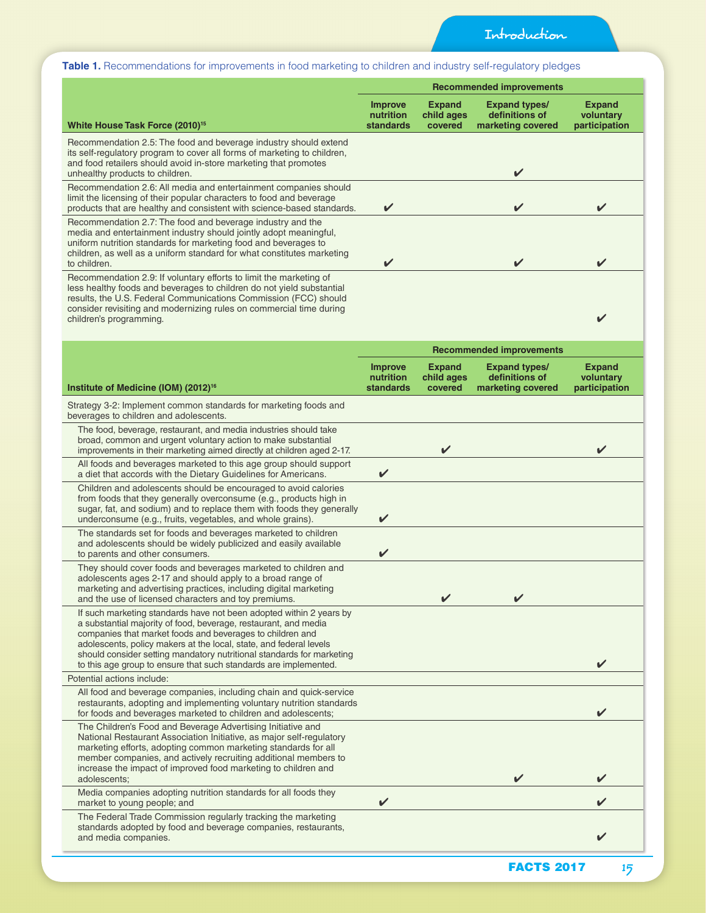**Table 1.** Recommendations for improvements in food marketing to children and industry self-regulatory pledges

| White House Task Force (2010)[15] | Recommended improvements | | | |
|---|---|---|---|---|
| | Improve nutrition standards | Expand child ages covered | Expand types/ definitions of marketing covered | Expand voluntary participation |
| Recommendation 2.5: The food and beverage industry should extend its self-regulatory program to cover all forms of marketing to children, and food retailers should avoid in-store marketing that promotes unhealthy products to children. | | | ✔ | |
| Recommendation 2.6: All media and entertainment companies should limit the licensing of their popular characters to food and beverage products that are healthy and consistent with science-based standards. | ✔ | | ✔ | ✔ |
| Recommendation 2.7: The food and beverage industry and the media and entertainment industry should jointly adopt meaningful, uniform nutrition standards for marketing food and beverages to children, as well as a uniform standard for what constitutes marketing to children. | ✔ | | ✔ | ✔ |
| Recommendation 2.9: If voluntary efforts to limit the marketing of less healthy foods and beverages to children do not yield substantial results, the U.S. Federal Communications Commission (FCC) should consider revisiting and modernizing rules on commercial time during children's programming. | | | | ✔ |

| Institute of Medicine (IOM) (2012)[16] | Recommended improvements | | | |
|---|---|---|---|---|
| | Improve nutrition standards | Expand child ages covered | Expand types/ definitions of marketing covered | Expand voluntary participation |
| Strategy 3-2: Implement common standards for marketing foods and beverages to children and adolescents. | | | | |
| The food, beverage, restaurant, and media industries should take broad, common and urgent voluntary action to make substantial improvements in their marketing aimed directly at children aged 2-17. | | ✔ | | ✔ |
| All foods and beverages marketed to this age group should support a diet that accords with the Dietary Guidelines for Americans. | ✔ | | | |
| Children and adolescents should be encouraged to avoid calories from foods that they generally overconsume (e.g., products high in sugar, fat, and sodium) and to replace them with foods they generally underconsume (e.g., fruits, vegetables, and whole grains). | ✔ | | | |
| The standards set for foods and beverages marketed to children and adolescents should be widely publicized and easily available to parents and other consumers. | ✔ | | | |
| They should cover foods and beverages marketed to children and adolescents ages 2-17 and should apply to a broad range of marketing and advertising practices, including digital marketing and the use of licensed characters and toy premiums. | | ✔ | ✔ | |
| If such marketing standards have not been adopted within 2 years by a substantial majority of food, beverage, restaurant, and media companies that market foods and beverages to children and adolescents, policy makers at the local, state, and federal levels should consider setting mandatory nutritional standards for marketing to this age group to ensure that such standards are implemented. | | | | ✔ |
| Potential actions include: | | | | |
| All food and beverage companies, including chain and quick-service restaurants, adopting and implementing voluntary nutrition standards for foods and beverages marketed to children and adolescents; | | | | ✔ |
| The Children's Food and Beverage Advertising Initiative and National Restaurant Association Initiative, as major self-regulatory marketing efforts, adopting common marketing standards for all member companies, and actively recruiting additional members to increase the impact of improved food marketing to children and adolescents; | | | ✔ | ✔ |
| Media companies adopting nutrition standards for all foods they market to young people; and | ✔ | | | ✔ |
| The Federal Trade Commission regularly tracking the marketing standards adopted by food and beverage companies, restaurants, and media companies. | | | | ✔ |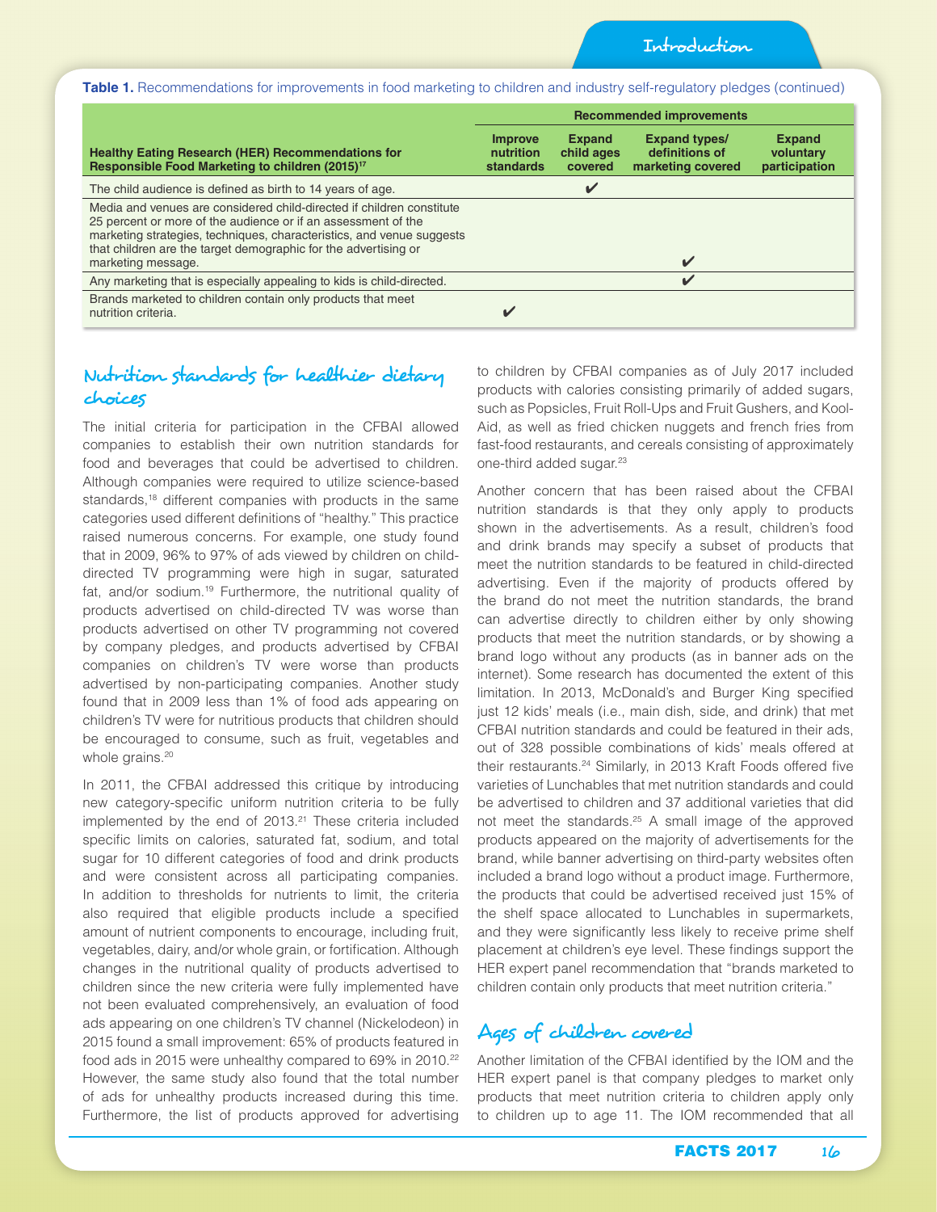**Table 1.** Recommendations for improvements in food marketing to children and industry self-regulatory pledges (continued)

| Healthy Eating Research (HER) Recommendations for Responsible Food Marketing to children (2015)[17] | Recommended improvements | | | |
|---|---|---|---|---|
| | Improve nutrition standards | Expand child ages covered | Expand types/ definitions of marketing covered | Expand voluntary participation |
| The child audience is defined as birth to 14 years of age. | | ✔ | | |
| Media and venues are considered child-directed if children constitute 25 percent or more of the audience or if an assessment of the marketing strategies, techniques, characteristics, and venue suggests that children are the target demographic for the advertising or marketing message. | | | ✔ | |
| Any marketing that is especially appealing to kids is child-directed. | | | ✔ | |
| Brands marketed to children contain only products that meet nutrition criteria. | ✔ | | | |

## Nutrition standards for healthier dietary choices

The initial criteria for participation in the CFBAI allowed companies to establish their own nutrition standards for food and beverages that could be advertised to children. Although companies were required to utilize science-based standards,[18] different companies with products in the same categories used different definitions of "healthy." This practice raised numerous concerns. For example, one study found that in 2009, 96% to 97% of ads viewed by children on child-directed TV programming were high in sugar, saturated fat, and/or sodium.[19] Furthermore, the nutritional quality of products advertised on child-directed TV was worse than products advertised on other TV programming not covered by company pledges, and products advertised by CFBAI companies on children's TV were worse than products advertised by non-participating companies. Another study found that in 2009 less than 1% of food ads appearing on children's TV were for nutritious products that children should be encouraged to consume, such as fruit, vegetables and whole grains.[20]

In 2011, the CFBAI addressed this critique by introducing new category-specific uniform nutrition criteria to be fully implemented by the end of 2013.[21] These criteria included specific limits on calories, saturated fat, sodium, and total sugar for 10 different categories of food and drink products and were consistent across all participating companies. In addition to thresholds for nutrients to limit, the criteria also required that eligible products include a specified amount of nutrient components to encourage, including fruit, vegetables, dairy, and/or whole grain, or fortification. Although changes in the nutritional quality of products advertised to children since the new criteria were fully implemented have not been evaluated comprehensively, an evaluation of food ads appearing on one children's TV channel (Nickelodeon) in 2015 found a small improvement: 65% of products featured in food ads in 2015 were unhealthy compared to 69% in 2010.[22] However, the same study also found that the total number of ads for unhealthy products increased during this time. Furthermore, the list of products approved for advertising to children by CFBAI companies as of July 2017 included products with calories consisting primarily of added sugars, such as Popsicles, Fruit Roll-Ups and Fruit Gushers, and Kool-Aid, as well as fried chicken nuggets and french fries from fast-food restaurants, and cereals consisting of approximately one-third added sugar.[23]

Another concern that has been raised about the CFBAI nutrition standards is that they only apply to products shown in the advertisements. As a result, children's food and drink brands may specify a subset of products that meet the nutrition standards to be featured in child-directed advertising. Even if the majority of products offered by the brand do not meet the nutrition standards, the brand can advertise directly to children either by only showing products that meet the nutrition standards, or by showing a brand logo without any products (as in banner ads on the internet). Some research has documented the extent of this limitation. In 2013, McDonald's and Burger King specified just 12 kids' meals (i.e., main dish, side, and drink) that met CFBAI nutrition standards and could be featured in their ads, out of 328 possible combinations of kids' meals offered at their restaurants.[24] Similarly, in 2013 Kraft Foods offered five varieties of Lunchables that met nutrition standards and could be advertised to children and 37 additional varieties that did not meet the standards.[25] A small image of the approved products appeared on the majority of advertisements for the brand, while banner advertising on third-party websites often included a brand logo without a product image. Furthermore, the products that could be advertised received just 15% of the shelf space allocated to Lunchables in supermarkets, and they were significantly less likely to receive prime shelf placement at children's eye level. These findings support the HER expert panel recommendation that "brands marketed to children contain only products that meet nutrition criteria."

## Ages of children covered

Another limitation of the CFBAI identified by the IOM and the HER expert panel is that company pledges to market only products that meet nutrition criteria to children apply only to children up to age 11. The IOM recommended that all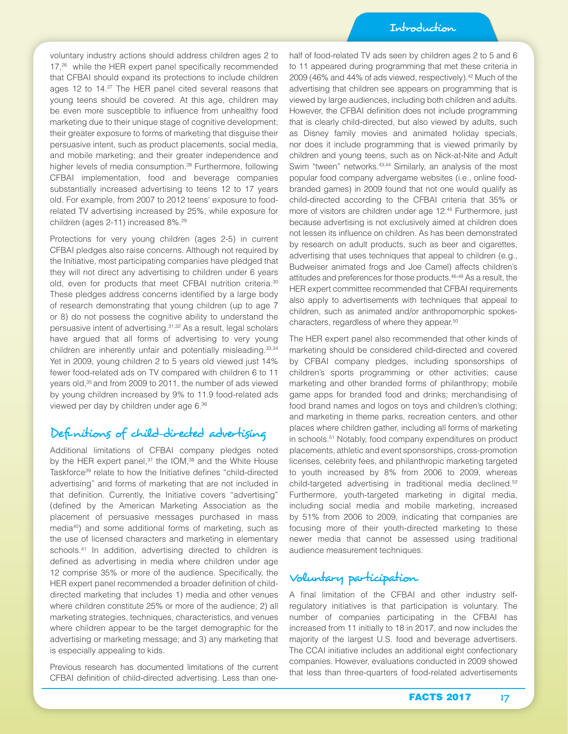voluntary industry actions should address children ages 2 to 17,[26] while the HER expert panel specifically recommended that CFBAI should expand its protections to include children ages 12 to 14.[27] The HER panel cited several reasons that young teens should be covered. At this age, children may be even more susceptible to influence from unhealthy food marketing due to their unique stage of cognitive development; their greater exposure to forms of marketing that disguise their persuasive intent, such as product placements, social media, and mobile marketing; and their greater independence and higher levels of media consumption.[28] Furthermore, following CFBAI implementation, food and beverage companies substantially increased advertising to teens 12 to 17 years old. For example, from 2007 to 2012 teens' exposure to food-related TV advertising increased by 25%, while exposure for children (ages 2-11) increased 8%.[29]

Protections for very young children (ages 2-5) in current CFBAI pledges also raise concerns. Although not required by the Initiative, most participating companies have pledged that they will not direct any advertising to children under 6 years old, even for products that meet CFBAI nutrition criteria.[30] These pledges address concerns identified by a large body of research demonstrating that young children (up to age 7 or 8) do not possess the cognitive ability to understand the persuasive intent of advertising.[31,32] As a result, legal scholars have argued that all forms of advertising to very young children are inherently unfair and potentially misleading.[33,34] Yet in 2009, young children 2 to 5 years old viewed just 14% fewer food-related ads on TV compared with children 6 to 11 years old,[35] and from 2009 to 2011, the number of ads viewed by young children increased by 9% to 11.9 food-related ads viewed per day by children under age 6.[36]

## Definitions of child-directed advertising

Additional limitations of CFBAI company pledges noted by the HER expert panel,[37] the IOM,[38] and the White House Taskforce[39] relate to how the Initiative defines "child-directed advertising" and forms of marketing that are not included in that definition. Currently, the Initiative covers "advertising" (defined by the American Marketing Association as the placement of persuasive messages purchased in mass media[40]) and some additional forms of marketing, such as the use of licensed characters and marketing in elementary schools.[41] In addition, advertising directed to children is defined as advertising in media where children under age 12 comprise 35% or more of the audience. Specifically, the HER expert panel recommended a broader definition of child-directed marketing that includes 1) media and other venues where children constitute 25% or more of the audience; 2) all marketing strategies, techniques, characteristics, and venues where children appear to be the target demographic for the advertising or marketing message; and 3) any marketing that is especially appealing to kids.

Previous research has documented limitations of the current CFBAI definition of child-directed advertising. Less than one-half of food-related TV ads seen by children ages 2 to 5 and 6 to 11 appeared during programming that met these criteria in 2009 (46% and 44% of ads viewed, respectively).[42] Much of the advertising that children see appears on programming that is viewed by large audiences, including both children and adults. However, the CFBAI definition does not include programming that is clearly child-directed, but also viewed by adults, such as Disney family movies and animated holiday specials, nor does it include programming that is viewed primarily by children and young teens, such as on Nick-at-Nite and Adult Swim "tween" networks.[43,44] Similarly, an analysis of the most popular food company advergame websites (i.e., online food-branded games) in 2009 found that not one would qualify as child-directed according to the CFBAI criteria that 35% or more of visitors are children under age 12.[45] Furthermore, just because advertising is not exclusively aimed at children does not lessen its influence on children. As has been demonstrated by research on adult products, such as beer and cigarettes, advertising that uses techniques that appeal to children (e.g., Budweiser animated frogs and Joe Camel) affects children's attitudes and preferences for those products.[46-49] As a result, the HER expert committee recommended that CFBAI requirements also apply to advertisements with techniques that appeal to children, such as animated and/or anthropomorphic spokes-characters, regardless of where they appear.[50]

The HER expert panel also recommended that other kinds of marketing should be considered child-directed and covered by CFBAI company pledges, including sponsorships of children's sports programming or other activities; cause marketing and other branded forms of philanthropy; mobile game apps for branded food and drinks; merchandising of food brand names and logos on toys and children's clothing; and marketing in theme parks, recreation centers, and other places where children gather, including all forms of marketing in schools.[51] Notably, food company expenditures on product placements, athletic and event sponsorships, cross-promotion licenses, celebrity fees, and philanthropic marketing targeted to youth increased by 8% from 2006 to 2009, whereas child-targeted advertising in traditional media declined.[52] Furthermore, youth-targeted marketing in digital media, including social media and mobile marketing, increased by 51% from 2006 to 2009, indicating that companies are focusing more of their youth-directed marketing to these newer media that cannot be assessed using traditional audience measurement techniques.

## Voluntary participation

A final limitation of the CFBAI and other industry self-regulatory initiatives is that participation is voluntary. The number of companies participating in the CFBAI has increased from 11 initially to 18 in 2017, and now includes the majority of the largest U.S. food and beverage advertisers. The CCAI initiative includes an additional eight confectionary companies. However, evaluations conducted in 2009 showed that less than three-quarters of food-related advertisements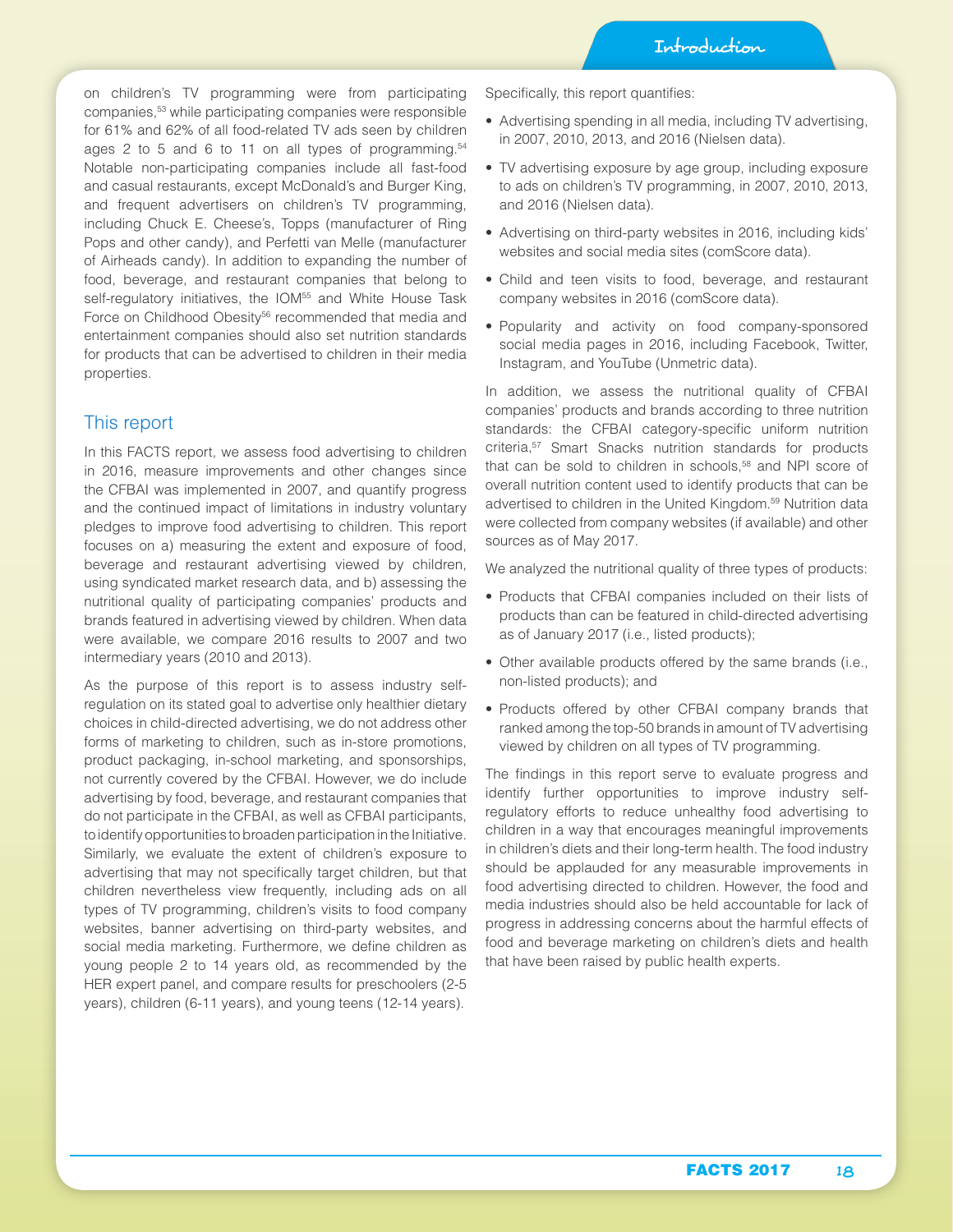on children's TV programming were from participating companies,[53] while participating companies were responsible for 61% and 62% of all food-related TV ads seen by children ages 2 to 5 and 6 to 11 on all types of programming.[54] Notable non-participating companies include all fast-food and casual restaurants, except McDonald's and Burger King, and frequent advertisers on children's TV programming, including Chuck E. Cheese's, Topps (manufacturer of Ring Pops and other candy), and Perfetti van Melle (manufacturer of Airheads candy). In addition to expanding the number of food, beverage, and restaurant companies that belong to self-regulatory initiatives, the IOM[55] and White House Task Force on Childhood Obesity[56] recommended that media and entertainment companies should also set nutrition standards for products that can be advertised to children in their media properties.

## This report

In this FACTS report, we assess food advertising to children in 2016, measure improvements and other changes since the CFBAI was implemented in 2007, and quantify progress and the continued impact of limitations in industry voluntary pledges to improve food advertising to children. This report focuses on a) measuring the extent and exposure of food, beverage and restaurant advertising viewed by children, using syndicated market research data, and b) assessing the nutritional quality of participating companies' products and brands featured in advertising viewed by children. When data were available, we compare 2016 results to 2007 and two intermediary years (2010 and 2013).

As the purpose of this report is to assess industry self-regulation on its stated goal to advertise only healthier dietary choices in child-directed advertising, we do not address other forms of marketing to children, such as in-store promotions, product packaging, in-school marketing, and sponsorships, not currently covered by the CFBAI. However, we do include advertising by food, beverage, and restaurant companies that do not participate in the CFBAI, as well as CFBAI participants, to identify opportunities to broaden participation in the Initiative. Similarly, we evaluate the extent of children's exposure to advertising that may not specifically target children, but that children nevertheless view frequently, including ads on all types of TV programming, children's visits to food company websites, banner advertising on third-party websites, and social media marketing. Furthermore, we define children as young people 2 to 14 years old, as recommended by the HER expert panel, and compare results for preschoolers (2-5 years), children (6-11 years), and young teens (12-14 years).

Specifically, this report quantifies:

- Advertising spending in all media, including TV advertising, in 2007, 2010, 2013, and 2016 (Nielsen data).
- TV advertising exposure by age group, including exposure to ads on children's TV programming, in 2007, 2010, 2013, and 2016 (Nielsen data).
- Advertising on third-party websites in 2016, including kids' websites and social media sites (comScore data).
- Child and teen visits to food, beverage, and restaurant company websites in 2016 (comScore data).
- Popularity and activity on food company-sponsored social media pages in 2016, including Facebook, Twitter, Instagram, and YouTube (Unmetric data).

In addition, we assess the nutritional quality of CFBAI companies' products and brands according to three nutrition standards: the CFBAI category-specific uniform nutrition criteria,[57] Smart Snacks nutrition standards for products that can be sold to children in schools,[58] and NPI score of overall nutrition content used to identify products that can be advertised to children in the United Kingdom.[59] Nutrition data were collected from company websites (if available) and other sources as of May 2017.

We analyzed the nutritional quality of three types of products:

- Products that CFBAI companies included on their lists of products than can be featured in child-directed advertising as of January 2017 (i.e., listed products);
- Other available products offered by the same brands (i.e., non-listed products); and
- Products offered by other CFBAI company brands that ranked among the top-50 brands in amount of TV advertising viewed by children on all types of TV programming.

The findings in this report serve to evaluate progress and identify further opportunities to improve industry self-regulatory efforts to reduce unhealthy food advertising to children in a way that encourages meaningful improvements in children's diets and their long-term health. The food industry should be applauded for any measurable improvements in food advertising directed to children. However, the food and media industries should also be held accountable for lack of progress in addressing concerns about the harmful effects of food and beverage marketing on children's diets and health that have been raised by public health experts.